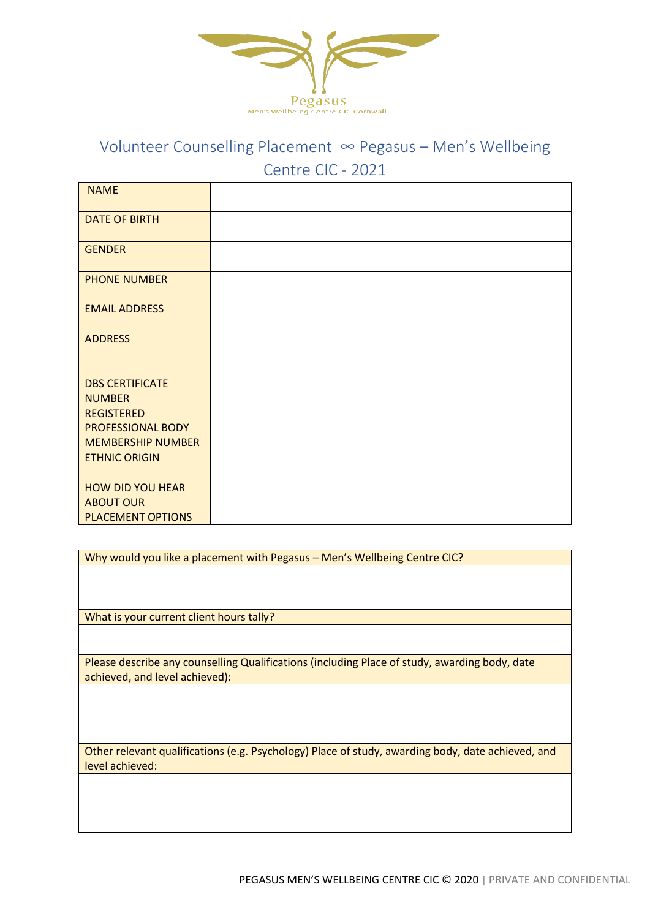Pegasus
Men's Wellbeing Centre CIC Cornwall

# Volunteer Counselling Placement ∞ Pegasus – Men's Wellbeing Centre CIC - 2021

| NAME | |
|---|---|
| DATE OF BIRTH | |
| GENDER | |
| PHONE NUMBER | |
| EMAIL ADDRESS | |
| ADDRESS | |
| DBS CERTIFICATE NUMBER | |
| REGISTERED PROFESSIONAL BODY MEMBERSHIP NUMBER | |
| ETHNIC ORIGIN | |
| HOW DID YOU HEAR ABOUT OUR PLACEMENT OPTIONS | |

| Why would you like a placement with Pegasus – Men's Wellbeing Centre CIC? |
|---|
| |
| What is your current client hours tally? |
| |
| Please describe any counselling Qualifications (including Place of study, awarding body, date achieved, and level achieved): |
| |
| Other relevant qualifications (e.g. Psychology) Place of study, awarding body, date achieved, and level achieved: |
| |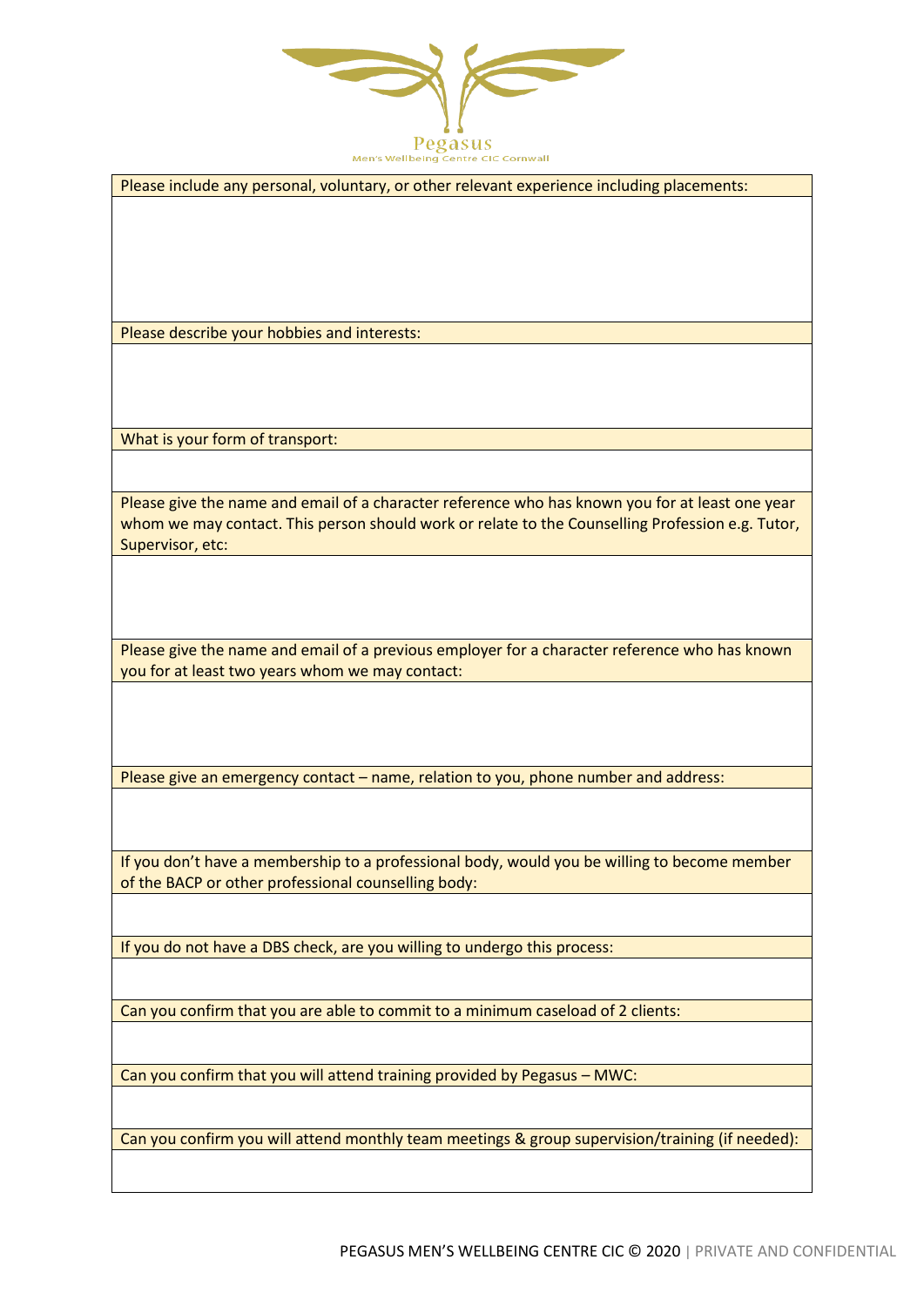| Please include any personal, voluntary, or other relevant experience including placements: |
| --- |
| |
| Please describe your hobbies and interests: |
| |
| What is your form of transport: |
| |
| Please give the name and email of a character reference who has known you for at least one year whom we may contact. This person should work or relate to the Counselling Profession e.g. Tutor, Supervisor, etc: |
| |
| Please give the name and email of a previous employer for a character reference who has known you for at least two years whom we may contact: |
| |
| Please give an emergency contact – name, relation to you, phone number and address: |
| |
| If you don't have a membership to a professional body, would you be willing to become member of the BACP or other professional counselling body: |
| |
| If you do not have a DBS check, are you willing to undergo this process: |
| |
| Can you confirm that you are able to commit to a minimum caseload of 2 clients: |
| |
| Can you confirm that you will attend training provided by Pegasus – MWC: |
| |
| Can you confirm you will attend monthly team meetings & group supervision/training (if needed): |
| |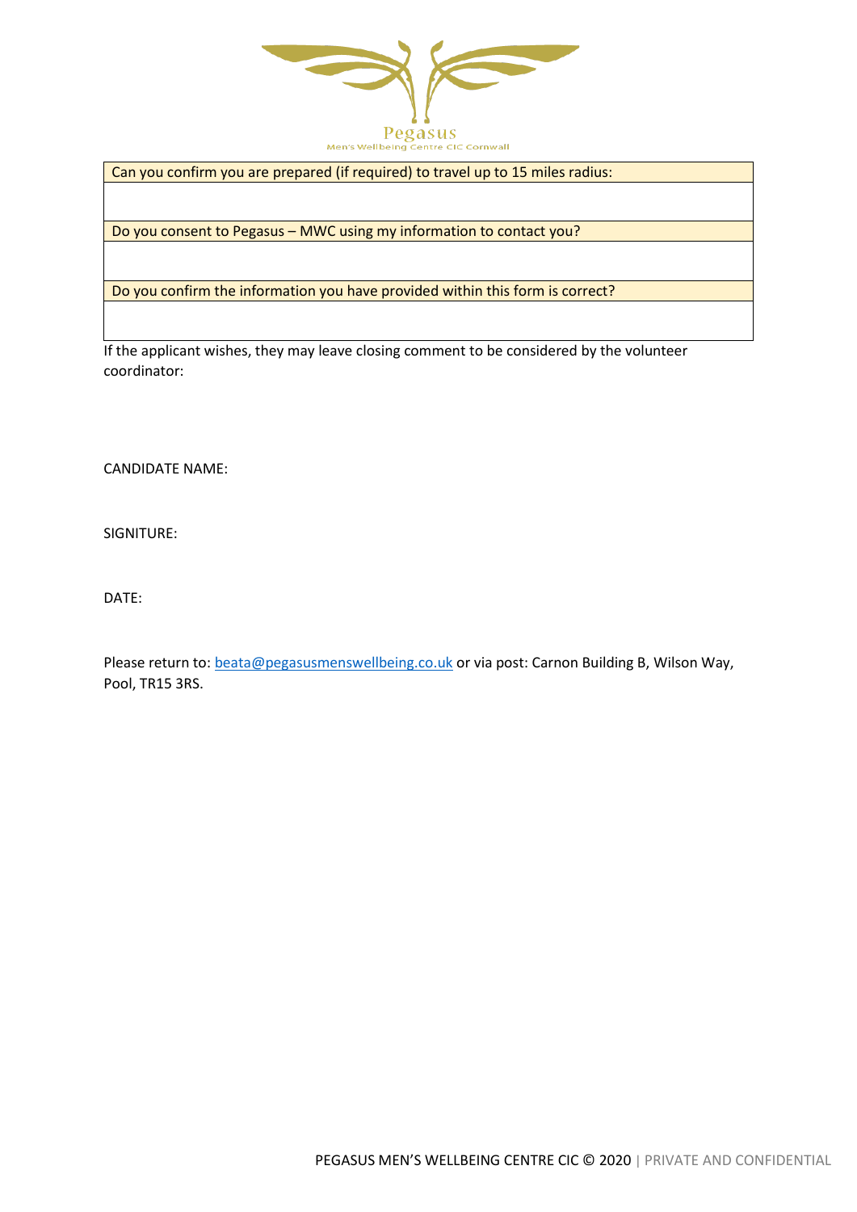| Can you confirm you are prepared (if required) to travel up to 15 miles radius: |
| --- |
| |
| Do you consent to Pegasus – MWC using my information to contact you? |
| |
| Do you confirm the information you have provided within this form is correct? |
| |

If the applicant wishes, they may leave closing comment to be considered by the volunteer coordinator:

CANDIDATE NAME:

SIGNITURE:

DATE:

Please return to: beata@pegasusmenswellbeing.co.uk or via post: Carnon Building B, Wilson Way, Pool, TR15 3RS.